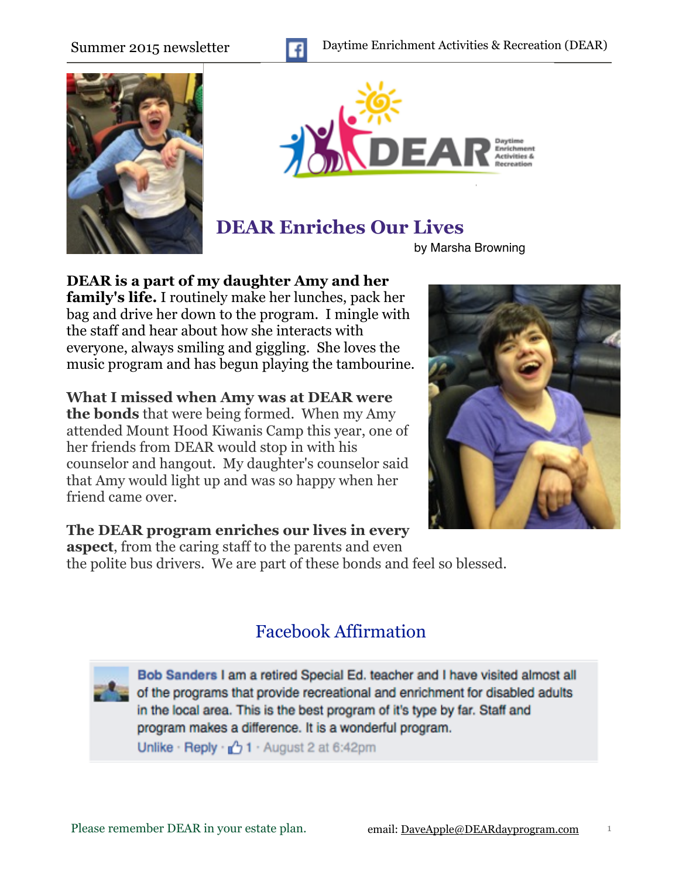Summer 2015 newsletter

Daytime Enrichment Activities & Recreation (DEAR)

# DEAR Enriches Our Lives

by Marsha Browning

**DEAR is a part of my daughter Amy and her family's life.** I routinely make her lunches, pack her bag and drive her down to the program. I mingle with the staff and hear about how she interacts with everyone, always smiling and giggling. She loves the music program and has begun playing the tambourine.

**What I missed when Amy was at DEAR were the bonds** that were being formed. When my Amy attended Mount Hood Kiwanis Camp this year, one of her friends from DEAR would stop in with his counselor and hangout. My daughter's counselor said that Amy would light up and was so happy when her friend came over.

**The DEAR program enriches our lives in every aspect**, from the caring staff to the parents and even the polite bus drivers. We are part of these bonds and feel so blessed.

## Facebook Affirmation

**Bob Sanders** I am a retired Special Ed. teacher and I have visited almost all of the programs that provide recreational and enrichment for disabled adults in the local area. This is the best program of it's type by far. Staff and program makes a difference. It is a wonderful program.

Unlike · Reply · 1 · August 2 at 6:42pm

Please remember DEAR in your estate plan.

email: DaveApple@DEARdayprogram.com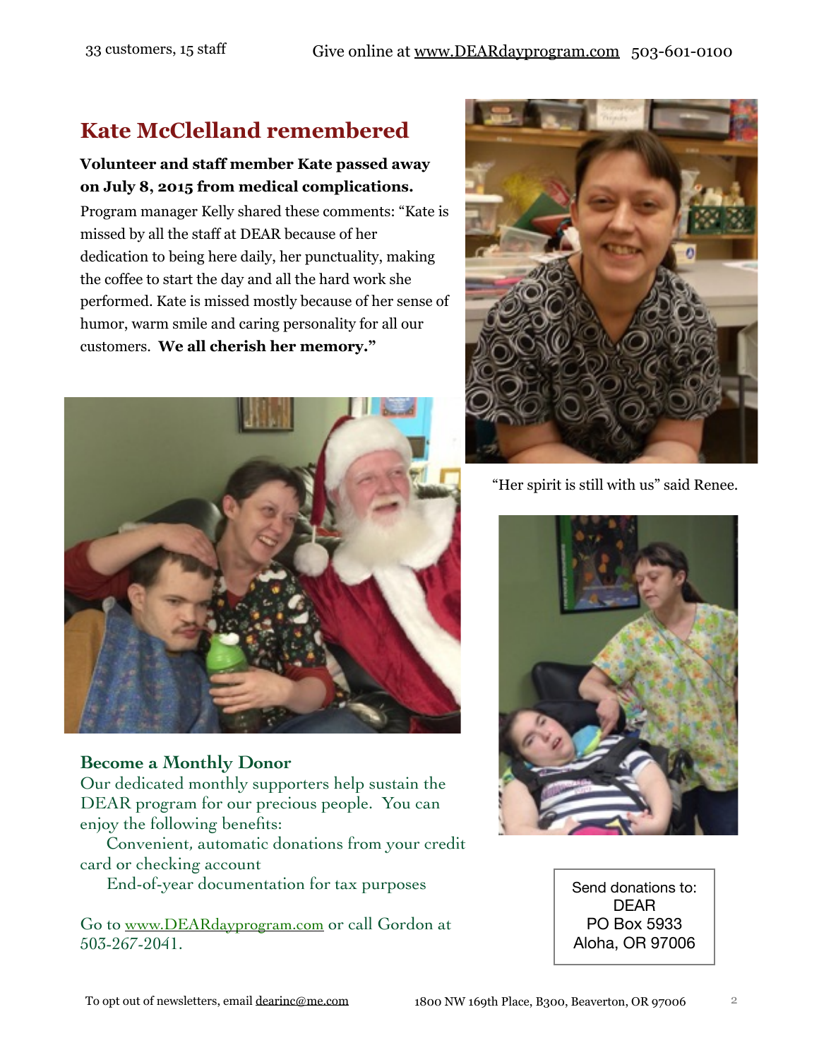## Kate McClelland remembered

**Volunteer and staff member Kate passed away on July 8, 2015 from medical complications.** Program manager Kelly shared these comments: "Kate is missed by all the staff at DEAR because of her dedication to being here daily, her punctuality, making the coffee to start the day and all the hard work she performed. Kate is missed mostly because of her sense of humor, warm smile and caring personality for all our customers. **We all cherish her memory."**

"Her spirit is still with us" said Renee.

### Become a Monthly Donor

Our dedicated monthly supporters help sustain the DEAR program for our precious people. You can enjoy the following benefits:

- Convenient, automatic donations from your credit card or checking account
- End-of-year documentation for tax purposes

Go to www.DEARdayprogram.com or call Gordon at 503-267-2041.

Send donations to:
DEAR
PO Box 5933
Aloha, OR 97006